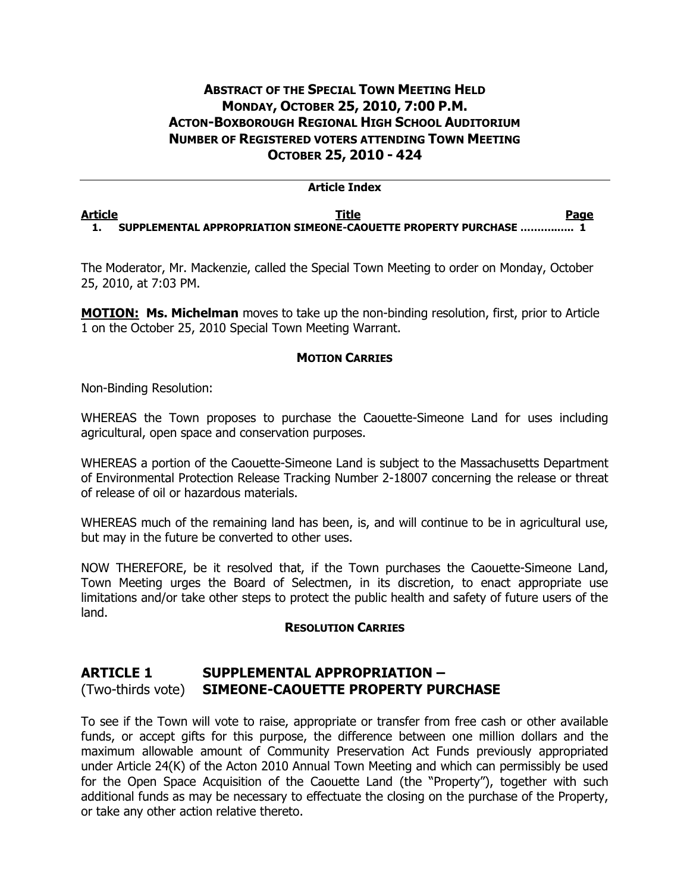# ABSTRACT OF THE SPECIAL TOWN MEETING HELD
# MONDAY, OCTOBER 25, 2010, 7:00 P.M.
# ACTON-BOXBOROUGH REGIONAL HIGH SCHOOL AUDITORIUM
# NUMBER OF REGISTERED VOTERS ATTENDING TOWN MEETING
# OCTOBER 25, 2010 - 424

---

**Article Index**

| Article | Title | Page |
|---|---|---|
| 1. | SUPPLEMENTAL APPROPRIATION SIMEONE-CAOUETTE PROPERTY PURCHASE ............... | 1 |

The Moderator, Mr. Mackenzie, called the Special Town Meeting to order on Monday, October 25, 2010, at 7:03 PM.

**MOTION: Ms. Michelman** moves to take up the non-binding resolution, first, prior to Article 1 on the October 25, 2010 Special Town Meeting Warrant.

**MOTION CARRIES**

Non-Binding Resolution:

WHEREAS the Town proposes to purchase the Caouette-Simeone Land for uses including agricultural, open space and conservation purposes.

WHEREAS a portion of the Caouette-Simeone Land is subject to the Massachusetts Department of Environmental Protection Release Tracking Number 2-18007 concerning the release or threat of release of oil or hazardous materials.

WHEREAS much of the remaining land has been, is, and will continue to be in agricultural use, but may in the future be converted to other uses.

NOW THEREFORE, be it resolved that, if the Town purchases the Caouette-Simeone Land, Town Meeting urges the Board of Selectmen, in its discretion, to enact appropriate use limitations and/or take other steps to protect the public health and safety of future users of the land.

**RESOLUTION CARRIES**

## ARTICLE 1 SUPPLEMENTAL APPROPRIATION – (Two-thirds vote) SIMEONE-CAOUETTE PROPERTY PURCHASE

To see if the Town will vote to raise, appropriate or transfer from free cash or other available funds, or accept gifts for this purpose, the difference between one million dollars and the maximum allowable amount of Community Preservation Act Funds previously appropriated under Article 24(K) of the Acton 2010 Annual Town Meeting and which can permissibly be used for the Open Space Acquisition of the Caouette Land (the "Property"), together with such additional funds as may be necessary to effectuate the closing on the purchase of the Property, or take any other action relative thereto.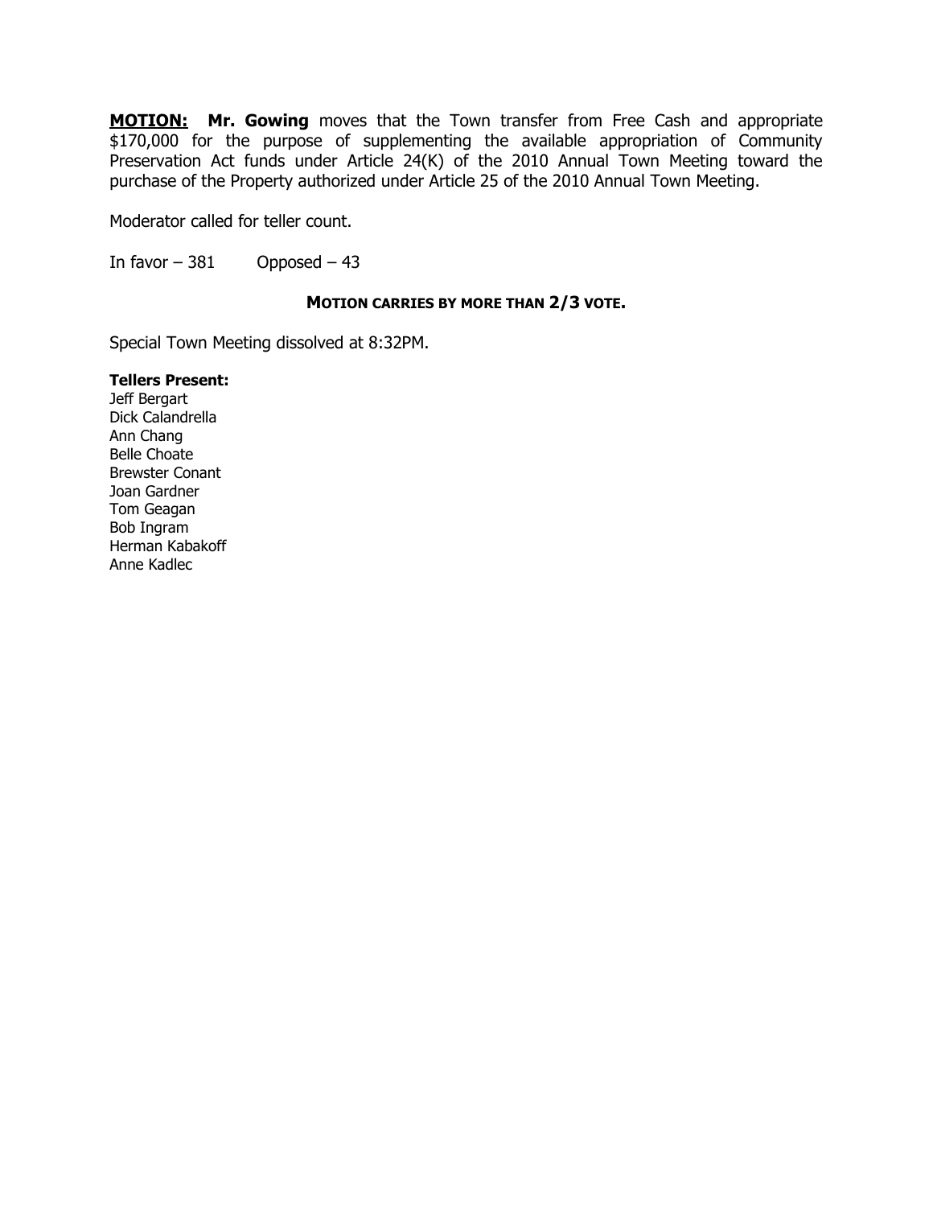**<u>MOTION:</u>** **Mr. Gowing** moves that the Town transfer from Free Cash and appropriate $170,000 for the purpose of supplementing the available appropriation of Community Preservation Act funds under Article 24(K) of the 2010 Annual Town Meeting toward the purchase of the Property authorized under Article 25 of the 2010 Annual Town Meeting.

Moderator called for teller count.

In favor – 381 Opposed – 43

**MOTION CARRIES BY MORE THAN 2/3 VOTE.**

Special Town Meeting dissolved at 8:32PM.

**Tellers Present:**
Jeff Bergart
Dick Calandrella
Ann Chang
Belle Choate
Brewster Conant
Joan Gardner
Tom Geagan
Bob Ingram
Herman Kabakoff
Anne Kadlec